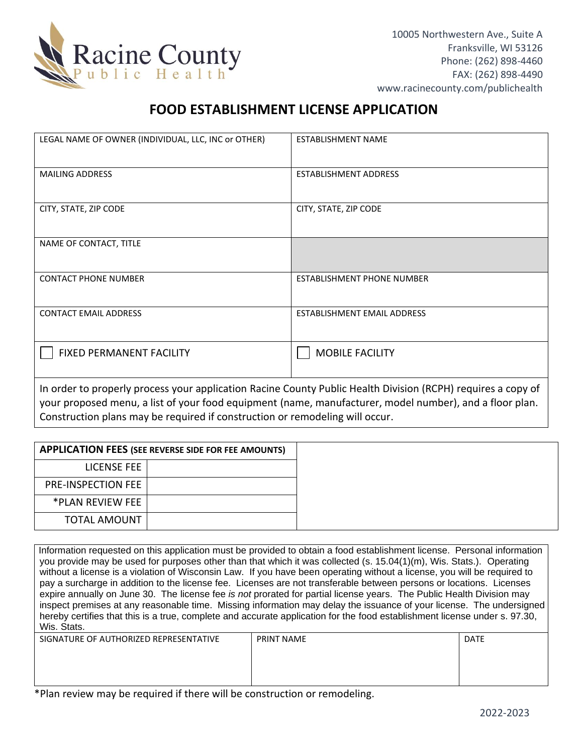Racine County
Public Health

10005 Northwestern Ave., Suite A
Franksville, WI 53126
Phone: (262) 898-4460
FAX: (262) 898-4490
www.racinecounty.com/publichealth

# FOOD ESTABLISHMENT LICENSE APPLICATION

| LEGAL NAME OF OWNER (INDIVIDUAL, LLC, INC or OTHER) | ESTABLISHMENT NAME |
|---|---|
| MAILING ADDRESS | ESTABLISHMENT ADDRESS |
| CITY, STATE, ZIP CODE | CITY, STATE, ZIP CODE |
| NAME OF CONTACT, TITLE | |
| CONTACT PHONE NUMBER | ESTABLISHMENT PHONE NUMBER |
| CONTACT EMAIL ADDRESS | ESTABLISHMENT EMAIL ADDRESS |
| ☐ FIXED PERMANENT FACILITY | ☐ MOBILE FACILITY |

In order to properly process your application Racine County Public Health Division (RCPH) requires a copy of your proposed menu, a list of your food equipment (name, manufacturer, model number), and a floor plan. Construction plans may be required if construction or remodeling will occur.

| **APPLICATION FEES** (SEE REVERSE SIDE FOR FEE AMOUNTS) | |
|---|---|
| LICENSE FEE | |
| PRE-INSPECTION FEE | |
| *PLAN REVIEW FEE | |
| TOTAL AMOUNT | |

Information requested on this application must be provided to obtain a food establishment license. Personal information you provide may be used for purposes other than that which it was collected (s. 15.04(1)(m), Wis. Stats.). Operating without a license is a violation of Wisconsin Law. If you have been operating without a license, you will be required to pay a surcharge in addition to the license fee. Licenses are not transferable between persons or locations. Licenses expire annually on June 30. The license fee *is not* prorated for partial license years. The Public Health Division may inspect premises at any reasonable time. Missing information may delay the issuance of your license. The undersigned hereby certifies that this is a true, complete and accurate application for the food establishment license under s. 97.30, Wis. Stats.

| SIGNATURE OF AUTHORIZED REPRESENTATIVE | PRINT NAME | DATE |
|---|---|---|
| | | |

*Plan review may be required if there will be construction or remodeling.

2022-2023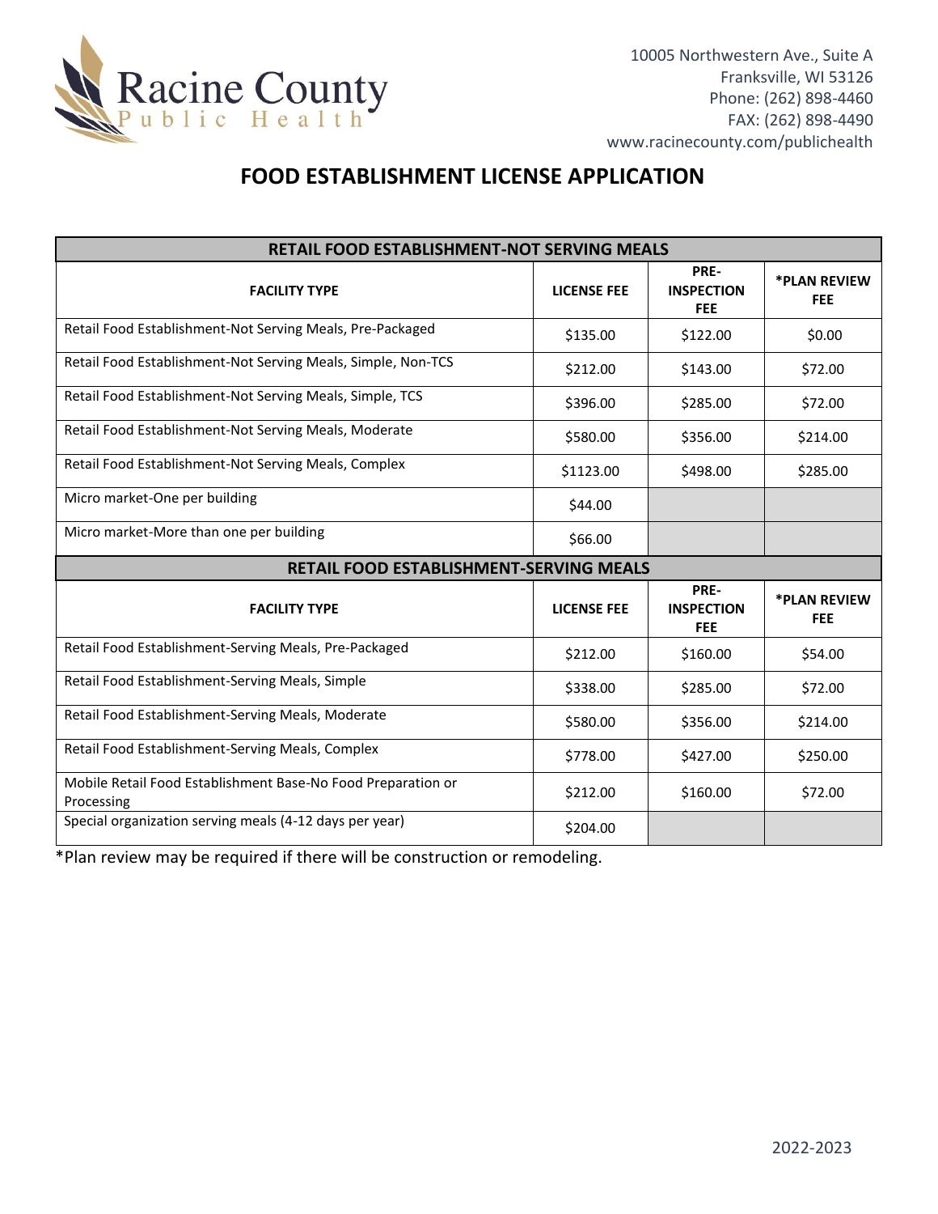Racine County Public Health

10005 Northwestern Ave., Suite A
Franksville, WI 53126
Phone: (262) 898-4460
FAX: (262) 898-4490
www.racinecounty.com/publichealth

# FOOD ESTABLISHMENT LICENSE APPLICATION

| RETAIL FOOD ESTABLISHMENT-NOT SERVING MEALS | | | |
|---|---|---|---|
| **FACILITY TYPE** | **LICENSE FEE** | **PRE-INSPECTION FEE** | ***PLAN REVIEW FEE** |
| Retail Food Establishment-Not Serving Meals, Pre-Packaged | $135.00 | $122.00 | $0.00 |
| Retail Food Establishment-Not Serving Meals, Simple, Non-TCS | $212.00 | $143.00 | $72.00 |
| Retail Food Establishment-Not Serving Meals, Simple, TCS | $396.00 | $285.00 | $72.00 |
| Retail Food Establishment-Not Serving Meals, Moderate | $580.00 | $356.00 | $214.00 |
| Retail Food Establishment-Not Serving Meals, Complex | $1123.00 | $498.00 | $285.00 |
| Micro market-One per building | $44.00 | | |
| Micro market-More than one per building | $66.00 | | |
| **RETAIL FOOD ESTABLISHMENT-SERVING MEALS** | | | |
| **FACILITY TYPE** | **LICENSE FEE** | **PRE-INSPECTION FEE** | ***PLAN REVIEW FEE** |
| Retail Food Establishment-Serving Meals, Pre-Packaged | $212.00 | $160.00 | $54.00 |
| Retail Food Establishment-Serving Meals, Simple | $338.00 | $285.00 | $72.00 |
| Retail Food Establishment-Serving Meals, Moderate | $580.00 | $356.00 | $214.00 |
| Retail Food Establishment-Serving Meals, Complex | $778.00 | $427.00 | $250.00 |
| Mobile Retail Food Establishment Base-No Food Preparation or Processing | $212.00 | $160.00 | $72.00 |
| Special organization serving meals (4-12 days per year) | $204.00 | | |

*Plan review may be required if there will be construction or remodeling.

2022-2023